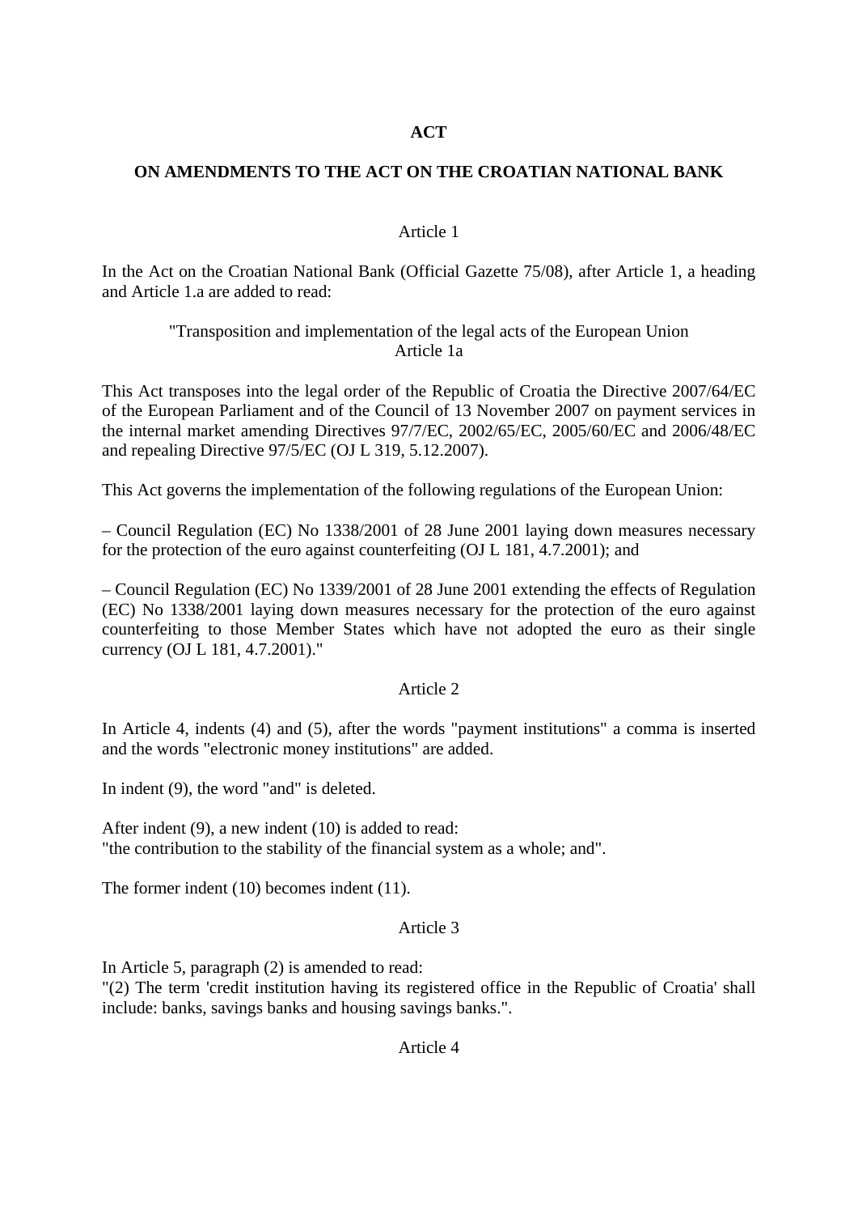# ACT

## ON AMENDMENTS TO THE ACT ON THE CROATIAN NATIONAL BANK

Article 1

In the Act on the Croatian National Bank (Official Gazette 75/08), after Article 1, a heading and Article 1.a are added to read:

"Transposition and implementation of the legal acts of the European Union
Article 1a

This Act transposes into the legal order of the Republic of Croatia the Directive 2007/64/EC of the European Parliament and of the Council of 13 November 2007 on payment services in the internal market amending Directives 97/7/EC, 2002/65/EC, 2005/60/EC and 2006/48/EC and repealing Directive 97/5/EC (OJ L 319, 5.12.2007).

This Act governs the implementation of the following regulations of the European Union:

– Council Regulation (EC) No 1338/2001 of 28 June 2001 laying down measures necessary for the protection of the euro against counterfeiting (OJ L 181, 4.7.2001); and

– Council Regulation (EC) No 1339/2001 of 28 June 2001 extending the effects of Regulation (EC) No 1338/2001 laying down measures necessary for the protection of the euro against counterfeiting to those Member States which have not adopted the euro as their single currency (OJ L 181, 4.7.2001)."

Article 2

In Article 4, indents (4) and (5), after the words "payment institutions" a comma is inserted and the words "electronic money institutions" are added.

In indent (9), the word "and" is deleted.

After indent (9), a new indent (10) is added to read:
"the contribution to the stability of the financial system as a whole; and".

The former indent (10) becomes indent (11).

Article 3

In Article 5, paragraph (2) is amended to read:
"(2) The term 'credit institution having its registered office in the Republic of Croatia' shall include: banks, savings banks and housing savings banks.".

Article 4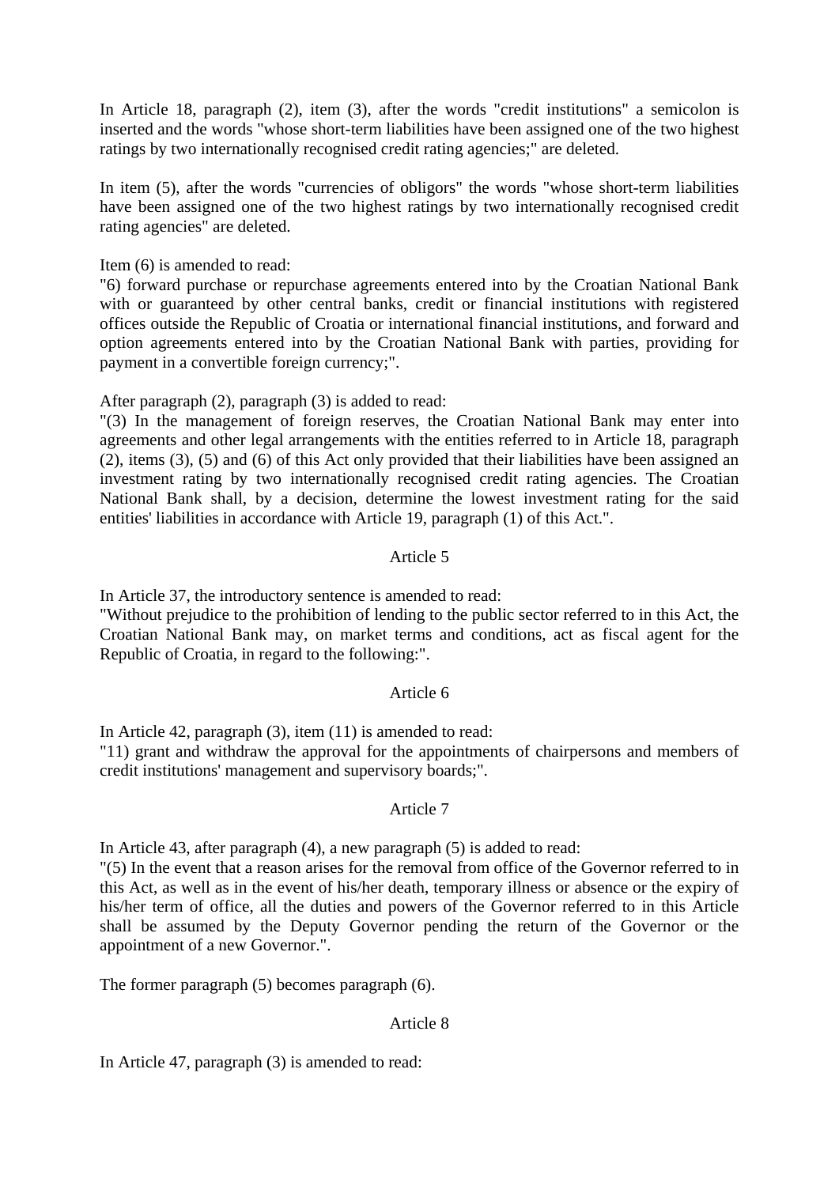In Article 18, paragraph (2), item (3), after the words "credit institutions" a semicolon is inserted and the words "whose short-term liabilities have been assigned one of the two highest ratings by two internationally recognised credit rating agencies;" are deleted.

In item (5), after the words "currencies of obligors" the words "whose short-term liabilities have been assigned one of the two highest ratings by two internationally recognised credit rating agencies" are deleted.

Item (6) is amended to read:
"6) forward purchase or repurchase agreements entered into by the Croatian National Bank with or guaranteed by other central banks, credit or financial institutions with registered offices outside the Republic of Croatia or international financial institutions, and forward and option agreements entered into by the Croatian National Bank with parties, providing for payment in a convertible foreign currency;".

After paragraph (2), paragraph (3) is added to read:
"(3) In the management of foreign reserves, the Croatian National Bank may enter into agreements and other legal arrangements with the entities referred to in Article 18, paragraph (2), items (3), (5) and (6) of this Act only provided that their liabilities have been assigned an investment rating by two internationally recognised credit rating agencies. The Croatian National Bank shall, by a decision, determine the lowest investment rating for the said entities' liabilities in accordance with Article 19, paragraph (1) of this Act.".

Article 5

In Article 37, the introductory sentence is amended to read:
"Without prejudice to the prohibition of lending to the public sector referred to in this Act, the Croatian National Bank may, on market terms and conditions, act as fiscal agent for the Republic of Croatia, in regard to the following:".

Article 6

In Article 42, paragraph (3), item (11) is amended to read:
"11) grant and withdraw the approval for the appointments of chairpersons and members of credit institutions' management and supervisory boards;".

Article 7

In Article 43, after paragraph (4), a new paragraph (5) is added to read:
"(5) In the event that a reason arises for the removal from office of the Governor referred to in this Act, as well as in the event of his/her death, temporary illness or absence or the expiry of his/her term of office, all the duties and powers of the Governor referred to in this Article shall be assumed by the Deputy Governor pending the return of the Governor or the appointment of a new Governor.".

The former paragraph (5) becomes paragraph (6).

Article 8

In Article 47, paragraph (3) is amended to read: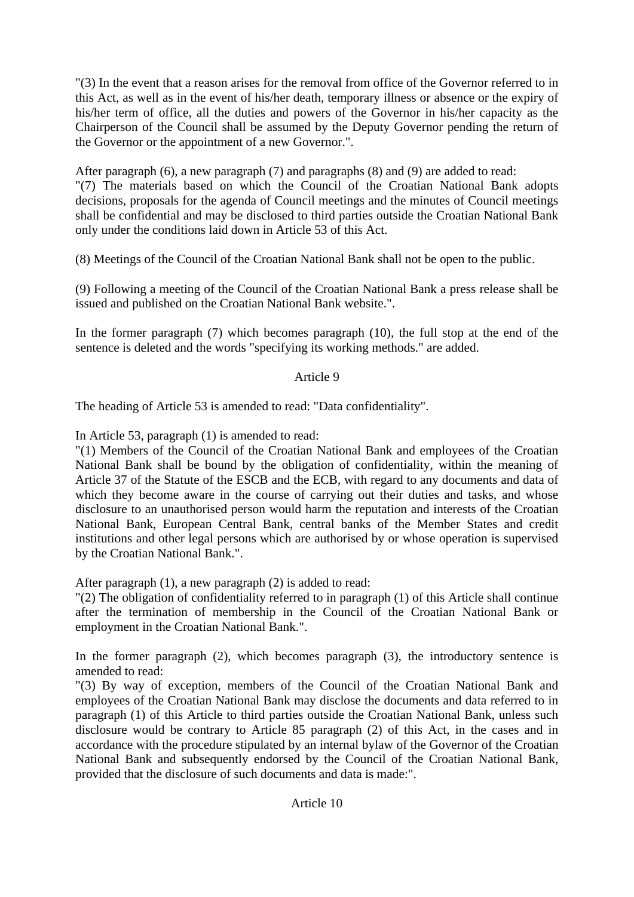"(3) In the event that a reason arises for the removal from office of the Governor referred to in this Act, as well as in the event of his/her death, temporary illness or absence or the expiry of his/her term of office, all the duties and powers of the Governor in his/her capacity as the Chairperson of the Council shall be assumed by the Deputy Governor pending the return of the Governor or the appointment of a new Governor.".

After paragraph (6), a new paragraph (7) and paragraphs (8) and (9) are added to read:
"(7) The materials based on which the Council of the Croatian National Bank adopts decisions, proposals for the agenda of Council meetings and the minutes of Council meetings shall be confidential and may be disclosed to third parties outside the Croatian National Bank only under the conditions laid down in Article 53 of this Act.

(8) Meetings of the Council of the Croatian National Bank shall not be open to the public.

(9) Following a meeting of the Council of the Croatian National Bank a press release shall be issued and published on the Croatian National Bank website.".

In the former paragraph (7) which becomes paragraph (10), the full stop at the end of the sentence is deleted and the words "specifying its working methods." are added.

Article 9

The heading of Article 53 is amended to read: "Data confidentiality".

In Article 53, paragraph (1) is amended to read:
"(1) Members of the Council of the Croatian National Bank and employees of the Croatian National Bank shall be bound by the obligation of confidentiality, within the meaning of Article 37 of the Statute of the ESCB and the ECB, with regard to any documents and data of which they become aware in the course of carrying out their duties and tasks, and whose disclosure to an unauthorised person would harm the reputation and interests of the Croatian National Bank, European Central Bank, central banks of the Member States and credit institutions and other legal persons which are authorised by or whose operation is supervised by the Croatian National Bank.".

After paragraph (1), a new paragraph (2) is added to read:
"(2) The obligation of confidentiality referred to in paragraph (1) of this Article shall continue after the termination of membership in the Council of the Croatian National Bank or employment in the Croatian National Bank.".

In the former paragraph (2), which becomes paragraph (3), the introductory sentence is amended to read:
"(3) By way of exception, members of the Council of the Croatian National Bank and employees of the Croatian National Bank may disclose the documents and data referred to in paragraph (1) of this Article to third parties outside the Croatian National Bank, unless such disclosure would be contrary to Article 85 paragraph (2) of this Act, in the cases and in accordance with the procedure stipulated by an internal bylaw of the Governor of the Croatian National Bank and subsequently endorsed by the Council of the Croatian National Bank, provided that the disclosure of such documents and data is made:".

Article 10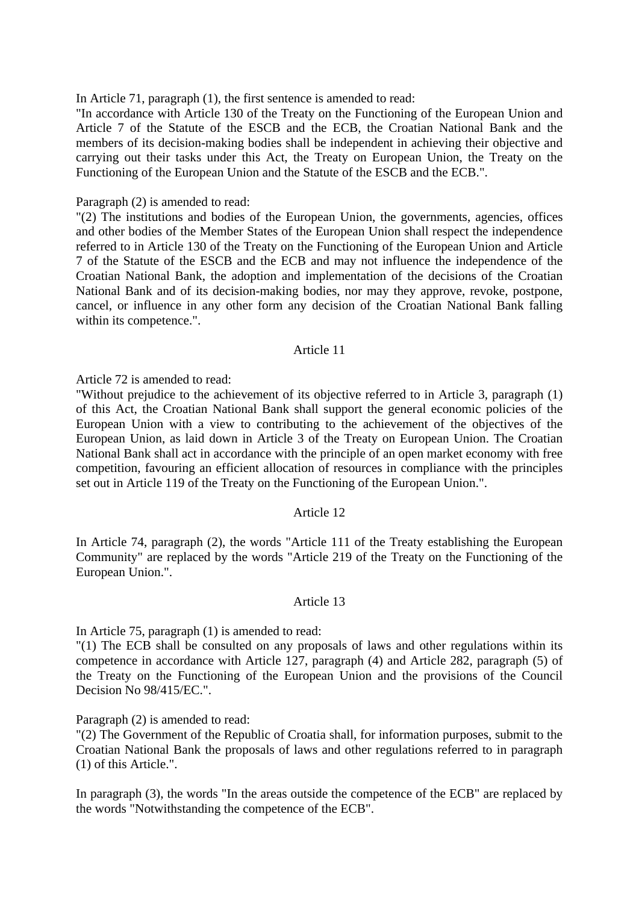In Article 71, paragraph (1), the first sentence is amended to read:
"In accordance with Article 130 of the Treaty on the Functioning of the European Union and Article 7 of the Statute of the ESCB and the ECB, the Croatian National Bank and the members of its decision-making bodies shall be independent in achieving their objective and carrying out their tasks under this Act, the Treaty on European Union, the Treaty on the Functioning of the European Union and the Statute of the ESCB and the ECB.".

Paragraph (2) is amended to read:
"(2) The institutions and bodies of the European Union, the governments, agencies, offices and other bodies of the Member States of the European Union shall respect the independence referred to in Article 130 of the Treaty on the Functioning of the European Union and Article 7 of the Statute of the ESCB and the ECB and may not influence the independence of the Croatian National Bank, the adoption and implementation of the decisions of the Croatian National Bank and of its decision-making bodies, nor may they approve, revoke, postpone, cancel, or influence in any other form any decision of the Croatian National Bank falling within its competence.".

Article 11

Article 72 is amended to read:
"Without prejudice to the achievement of its objective referred to in Article 3, paragraph (1) of this Act, the Croatian National Bank shall support the general economic policies of the European Union with a view to contributing to the achievement of the objectives of the European Union, as laid down in Article 3 of the Treaty on European Union. The Croatian National Bank shall act in accordance with the principle of an open market economy with free competition, favouring an efficient allocation of resources in compliance with the principles set out in Article 119 of the Treaty on the Functioning of the European Union.".

Article 12

In Article 74, paragraph (2), the words "Article 111 of the Treaty establishing the European Community" are replaced by the words "Article 219 of the Treaty on the Functioning of the European Union.".

Article 13

In Article 75, paragraph (1) is amended to read:
"(1) The ECB shall be consulted on any proposals of laws and other regulations within its competence in accordance with Article 127, paragraph (4) and Article 282, paragraph (5) of the Treaty on the Functioning of the European Union and the provisions of the Council Decision No 98/415/EC.".

Paragraph (2) is amended to read:
"(2) The Government of the Republic of Croatia shall, for information purposes, submit to the Croatian National Bank the proposals of laws and other regulations referred to in paragraph (1) of this Article.".

In paragraph (3), the words "In the areas outside the competence of the ECB" are replaced by the words "Notwithstanding the competence of the ECB".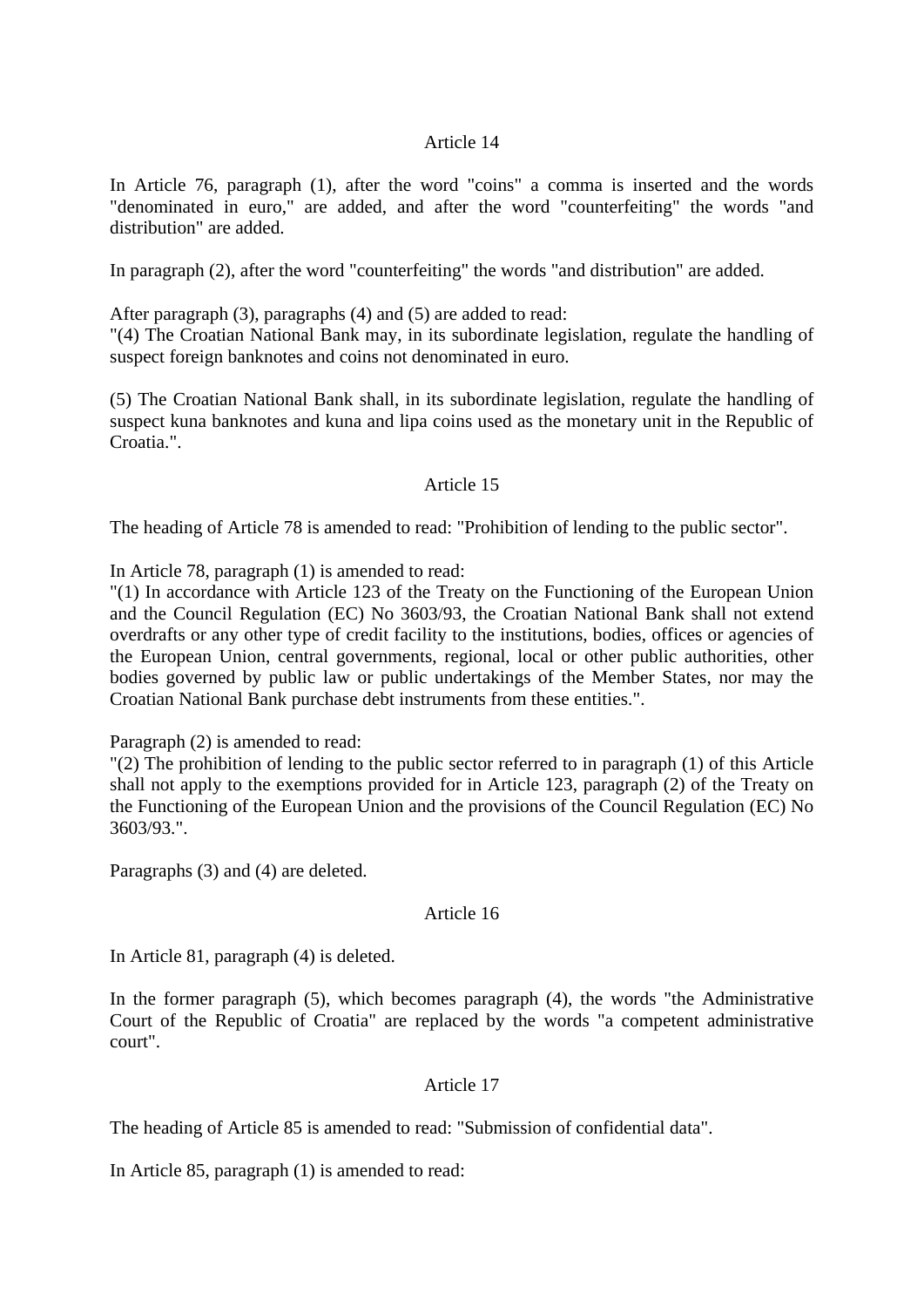Article 14

In Article 76, paragraph (1), after the word "coins" a comma is inserted and the words "denominated in euro," are added, and after the word "counterfeiting" the words "and distribution" are added.

In paragraph (2), after the word "counterfeiting" the words "and distribution" are added.

After paragraph (3), paragraphs (4) and (5) are added to read:
"(4) The Croatian National Bank may, in its subordinate legislation, regulate the handling of suspect foreign banknotes and coins not denominated in euro.

(5) The Croatian National Bank shall, in its subordinate legislation, regulate the handling of suspect kuna banknotes and kuna and lipa coins used as the monetary unit in the Republic of Croatia.".

Article 15

The heading of Article 78 is amended to read: "Prohibition of lending to the public sector".

In Article 78, paragraph (1) is amended to read:
"(1) In accordance with Article 123 of the Treaty on the Functioning of the European Union and the Council Regulation (EC) No 3603/93, the Croatian National Bank shall not extend overdrafts or any other type of credit facility to the institutions, bodies, offices or agencies of the European Union, central governments, regional, local or other public authorities, other bodies governed by public law or public undertakings of the Member States, nor may the Croatian National Bank purchase debt instruments from these entities.".

Paragraph (2) is amended to read:
"(2) The prohibition of lending to the public sector referred to in paragraph (1) of this Article shall not apply to the exemptions provided for in Article 123, paragraph (2) of the Treaty on the Functioning of the European Union and the provisions of the Council Regulation (EC) No 3603/93.".

Paragraphs (3) and (4) are deleted.

Article 16

In Article 81, paragraph (4) is deleted.

In the former paragraph (5), which becomes paragraph (4), the words "the Administrative Court of the Republic of Croatia" are replaced by the words "a competent administrative court".

Article 17

The heading of Article 85 is amended to read: "Submission of confidential data".

In Article 85, paragraph (1) is amended to read: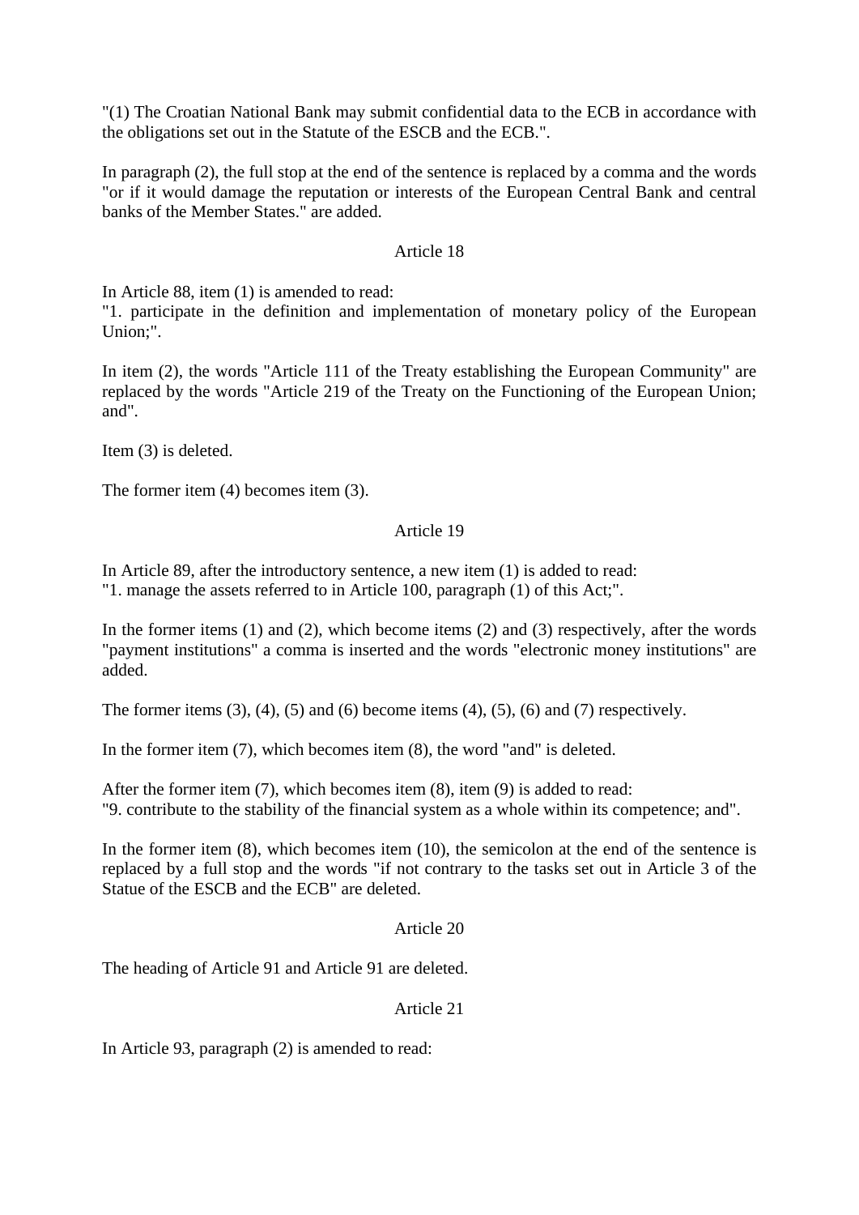"(1) The Croatian National Bank may submit confidential data to the ECB in accordance with the obligations set out in the Statute of the ESCB and the ECB.".

In paragraph (2), the full stop at the end of the sentence is replaced by a comma and the words "or if it would damage the reputation or interests of the European Central Bank and central banks of the Member States." are added.

Article 18

In Article 88, item (1) is amended to read:
"1. participate in the definition and implementation of monetary policy of the European Union;".

In item (2), the words "Article 111 of the Treaty establishing the European Community" are replaced by the words "Article 219 of the Treaty on the Functioning of the European Union; and".

Item (3) is deleted.

The former item (4) becomes item (3).

Article 19

In Article 89, after the introductory sentence, a new item (1) is added to read:
"1. manage the assets referred to in Article 100, paragraph (1) of this Act;".

In the former items (1) and (2), which become items (2) and (3) respectively, after the words "payment institutions" a comma is inserted and the words "electronic money institutions" are added.

The former items (3), (4), (5) and (6) become items (4), (5), (6) and (7) respectively.

In the former item (7), which becomes item (8), the word "and" is deleted.

After the former item (7), which becomes item (8), item (9) is added to read:
"9. contribute to the stability of the financial system as a whole within its competence; and".

In the former item (8), which becomes item (10), the semicolon at the end of the sentence is replaced by a full stop and the words "if not contrary to the tasks set out in Article 3 of the Statue of the ESCB and the ECB" are deleted.

Article 20

The heading of Article 91 and Article 91 are deleted.

Article 21

In Article 93, paragraph (2) is amended to read: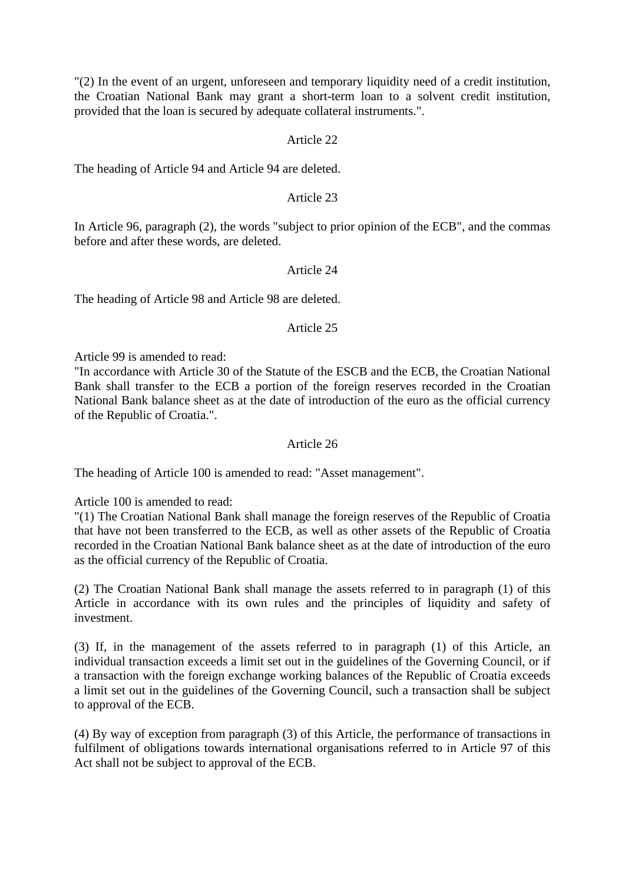"(2) In the event of an urgent, unforeseen and temporary liquidity need of a credit institution, the Croatian National Bank may grant a short-term loan to a solvent credit institution, provided that the loan is secured by adequate collateral instruments.".

Article 22

The heading of Article 94 and Article 94 are deleted.

Article 23

In Article 96, paragraph (2), the words "subject to prior opinion of the ECB", and the commas before and after these words, are deleted.

Article 24

The heading of Article 98 and Article 98 are deleted.

Article 25

Article 99 is amended to read:
"In accordance with Article 30 of the Statute of the ESCB and the ECB, the Croatian National Bank shall transfer to the ECB a portion of the foreign reserves recorded in the Croatian National Bank balance sheet as at the date of introduction of the euro as the official currency of the Republic of Croatia.".

Article 26

The heading of Article 100 is amended to read: "Asset management".

Article 100 is amended to read:
"(1) The Croatian National Bank shall manage the foreign reserves of the Republic of Croatia that have not been transferred to the ECB, as well as other assets of the Republic of Croatia recorded in the Croatian National Bank balance sheet as at the date of introduction of the euro as the official currency of the Republic of Croatia.

(2) The Croatian National Bank shall manage the assets referred to in paragraph (1) of this Article in accordance with its own rules and the principles of liquidity and safety of investment.

(3) If, in the management of the assets referred to in paragraph (1) of this Article, an individual transaction exceeds a limit set out in the guidelines of the Governing Council, or if a transaction with the foreign exchange working balances of the Republic of Croatia exceeds a limit set out in the guidelines of the Governing Council, such a transaction shall be subject to approval of the ECB.

(4) By way of exception from paragraph (3) of this Article, the performance of transactions in fulfilment of obligations towards international organisations referred to in Article 97 of this Act shall not be subject to approval of the ECB.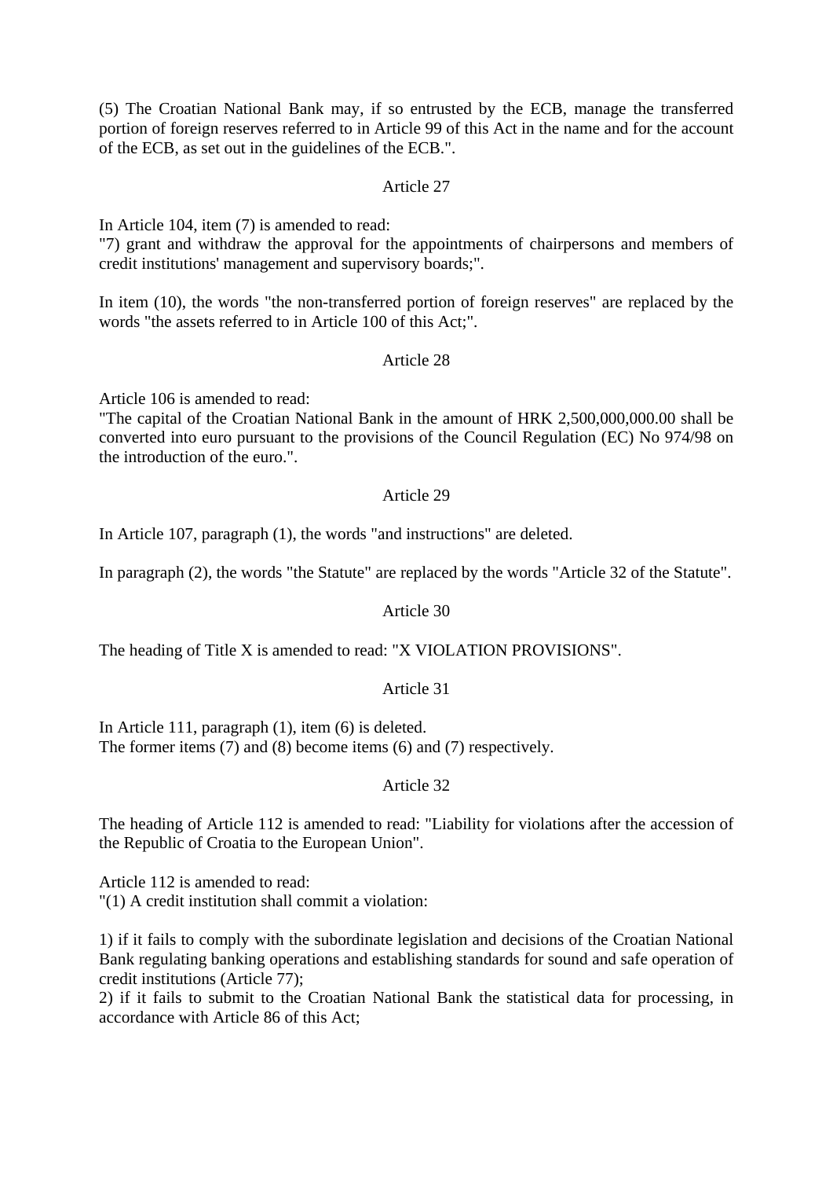(5) The Croatian National Bank may, if so entrusted by the ECB, manage the transferred portion of foreign reserves referred to in Article 99 of this Act in the name and for the account of the ECB, as set out in the guidelines of the ECB.".

Article 27

In Article 104, item (7) is amended to read:
"7) grant and withdraw the approval for the appointments of chairpersons and members of credit institutions' management and supervisory boards;".

In item (10), the words "the non-transferred portion of foreign reserves" are replaced by the words "the assets referred to in Article 100 of this Act;".

Article 28

Article 106 is amended to read:
"The capital of the Croatian National Bank in the amount of HRK 2,500,000,000.00 shall be converted into euro pursuant to the provisions of the Council Regulation (EC) No 974/98 on the introduction of the euro.".

Article 29

In Article 107, paragraph (1), the words "and instructions" are deleted.

In paragraph (2), the words "the Statute" are replaced by the words "Article 32 of the Statute".

Article 30

The heading of Title X is amended to read: "X VIOLATION PROVISIONS".

Article 31

In Article 111, paragraph (1), item (6) is deleted.
The former items (7) and (8) become items (6) and (7) respectively.

Article 32

The heading of Article 112 is amended to read: "Liability for violations after the accession of the Republic of Croatia to the European Union".

Article 112 is amended to read:
"(1) A credit institution shall commit a violation:

1) if it fails to comply with the subordinate legislation and decisions of the Croatian National Bank regulating banking operations and establishing standards for sound and safe operation of credit institutions (Article 77);
2) if it fails to submit to the Croatian National Bank the statistical data for processing, in accordance with Article 86 of this Act;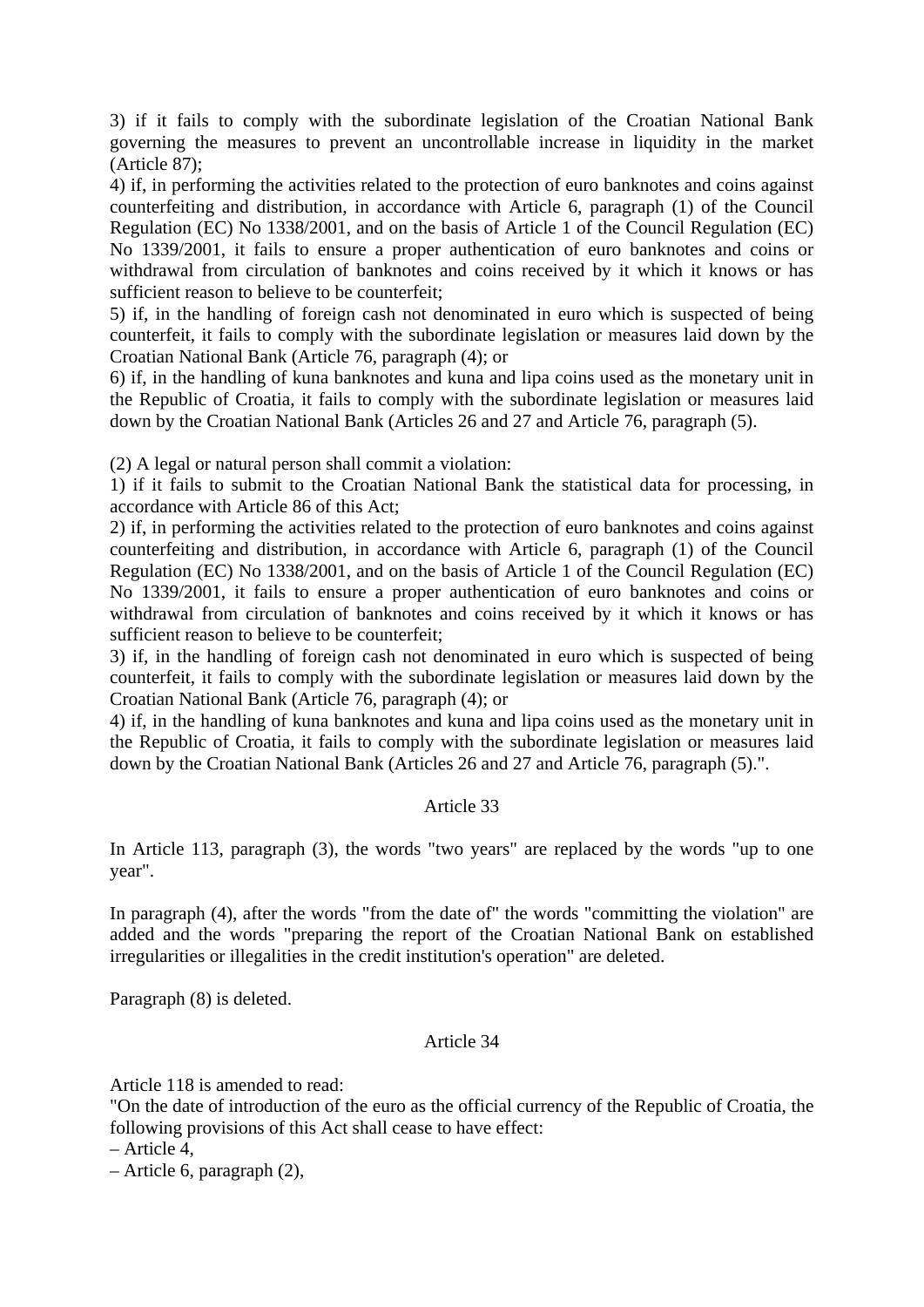3) if it fails to comply with the subordinate legislation of the Croatian National Bank governing the measures to prevent an uncontrollable increase in liquidity in the market (Article 87);

4) if, in performing the activities related to the protection of euro banknotes and coins against counterfeiting and distribution, in accordance with Article 6, paragraph (1) of the Council Regulation (EC) No 1338/2001, and on the basis of Article 1 of the Council Regulation (EC) No 1339/2001, it fails to ensure a proper authentication of euro banknotes and coins or withdrawal from circulation of banknotes and coins received by it which it knows or has sufficient reason to believe to be counterfeit;

5) if, in the handling of foreign cash not denominated in euro which is suspected of being counterfeit, it fails to comply with the subordinate legislation or measures laid down by the Croatian National Bank (Article 76, paragraph (4); or

6) if, in the handling of kuna banknotes and kuna and lipa coins used as the monetary unit in the Republic of Croatia, it fails to comply with the subordinate legislation or measures laid down by the Croatian National Bank (Articles 26 and 27 and Article 76, paragraph (5).

(2) A legal or natural person shall commit a violation:

1) if it fails to submit to the Croatian National Bank the statistical data for processing, in accordance with Article 86 of this Act;

2) if, in performing the activities related to the protection of euro banknotes and coins against counterfeiting and distribution, in accordance with Article 6, paragraph (1) of the Council Regulation (EC) No 1338/2001, and on the basis of Article 1 of the Council Regulation (EC) No 1339/2001, it fails to ensure a proper authentication of euro banknotes and coins or withdrawal from circulation of banknotes and coins received by it which it knows or has sufficient reason to believe to be counterfeit;

3) if, in the handling of foreign cash not denominated in euro which is suspected of being counterfeit, it fails to comply with the subordinate legislation or measures laid down by the Croatian National Bank (Article 76, paragraph (4); or

4) if, in the handling of kuna banknotes and kuna and lipa coins used as the monetary unit in the Republic of Croatia, it fails to comply with the subordinate legislation or measures laid down by the Croatian National Bank (Articles 26 and 27 and Article 76, paragraph (5).".

Article 33

In Article 113, paragraph (3), the words "two years" are replaced by the words "up to one year".

In paragraph (4), after the words "from the date of" the words "committing the violation" are added and the words "preparing the report of the Croatian National Bank on established irregularities or illegalities in the credit institution's operation" are deleted.

Paragraph (8) is deleted.

Article 34

Article 118 is amended to read:

"On the date of introduction of the euro as the official currency of the Republic of Croatia, the following provisions of this Act shall cease to have effect:

– Article 4,

– Article 6, paragraph (2),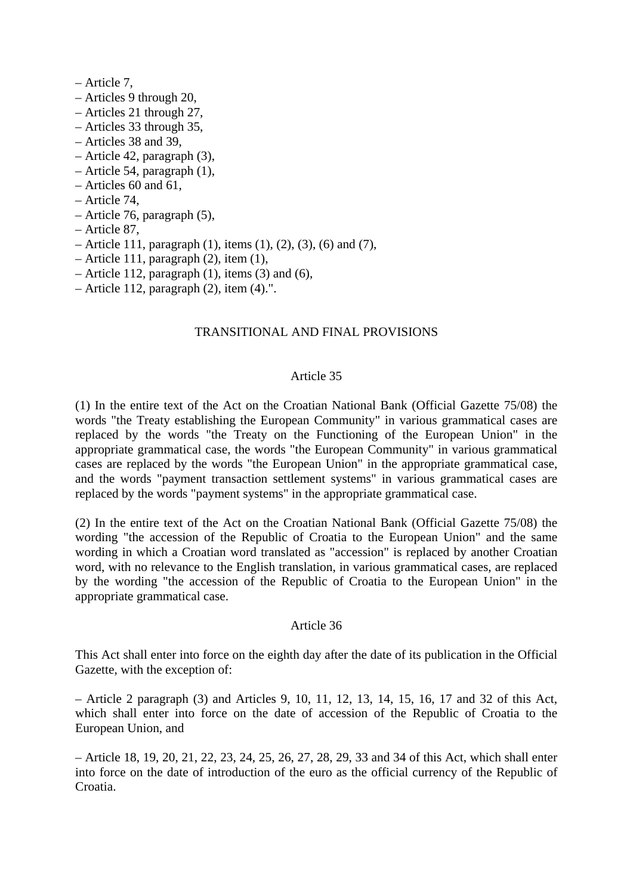– Article 7,
– Articles 9 through 20,
– Articles 21 through 27,
– Articles 33 through 35,
– Articles 38 and 39,
– Article 42, paragraph (3),
– Article 54, paragraph (1),
– Articles 60 and 61,
– Article 74,
– Article 76, paragraph (5),
– Article 87,
– Article 111, paragraph (1), items (1), (2), (3), (6) and (7),
– Article 111, paragraph (2), item (1),
– Article 112, paragraph (1), items (3) and (6),
– Article 112, paragraph (2), item (4).".

TRANSITIONAL AND FINAL PROVISIONS

Article 35

(1) In the entire text of the Act on the Croatian National Bank (Official Gazette 75/08) the words "the Treaty establishing the European Community" in various grammatical cases are replaced by the words "the Treaty on the Functioning of the European Union" in the appropriate grammatical case, the words "the European Community" in various grammatical cases are replaced by the words "the European Union" in the appropriate grammatical case, and the words "payment transaction settlement systems" in various grammatical cases are replaced by the words "payment systems" in the appropriate grammatical case.

(2) In the entire text of the Act on the Croatian National Bank (Official Gazette 75/08) the wording "the accession of the Republic of Croatia to the European Union" and the same wording in which a Croatian word translated as "accession" is replaced by another Croatian word, with no relevance to the English translation, in various grammatical cases, are replaced by the wording "the accession of the Republic of Croatia to the European Union" in the appropriate grammatical case.

Article 36

This Act shall enter into force on the eighth day after the date of its publication in the Official Gazette, with the exception of:

– Article 2 paragraph (3) and Articles 9, 10, 11, 12, 13, 14, 15, 16, 17 and 32 of this Act, which shall enter into force on the date of accession of the Republic of Croatia to the European Union, and

– Article 18, 19, 20, 21, 22, 23, 24, 25, 26, 27, 28, 29, 33 and 34 of this Act, which shall enter into force on the date of introduction of the euro as the official currency of the Republic of Croatia.